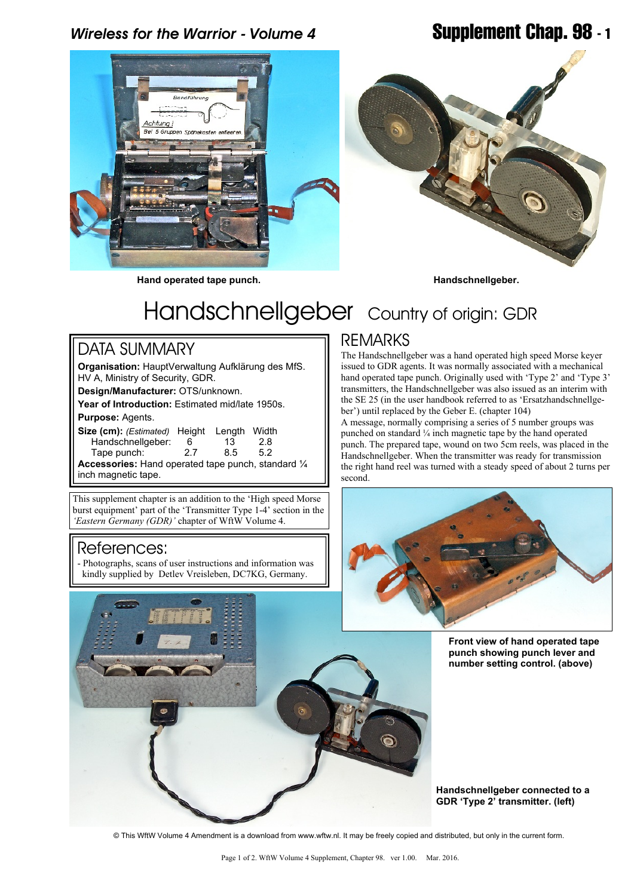Hand operated tape punch.

Handschnellgeber.

# Handschnellgeber Country of origin: GDR

## DATA SUMMARY

**Organisation:** HauptVerwaltung Aufklärung des MfS. HV A, Ministry of Security, GDR.

**Design/Manufacturer:** OTS/unknown.

**Year of Introduction:** Estimated mid/late 1950s.

**Purpose:** Agents.

| **Size (cm):** *(Estimated)* | Height | Length | Width |
|---|---|---|---|
| Handschnellgeber: | 6 | 13 | 2.8 |
| Tape punch: | 2.7 | 8.5 | 5.2 |

**Accessories:** Hand operated tape punch, standard ¼ inch magnetic tape.

This supplement chapter is an addition to the 'High speed Morse burst equipment' part of the 'Transmitter Type 1-4' section in the *'Eastern Germany (GDR)'* chapter of WftW Volume 4.

## References:

- Photographs, scans of user instructions and information was kindly supplied by Detlev Vreisleben, DC7KG, Germany.

## REMARKS

The Handschnellgeber was a hand operated high speed Morse keyer issued to GDR agents. It was normally associated with a mechanical hand operated tape punch. Originally used with 'Type 2' and 'Type 3' transmitters, the Handschnellgeber was also issued as an interim with the SE 25 (in the user handbook referred to as 'Ersatzhandschnellgeber') until replaced by the Geber E. (chapter 104)

A message, normally comprising a series of 5 number groups was punched on standard ¼ inch magnetic tape by the hand operated punch. The prepared tape, wound on two 5cm reels, was placed in the Handschnellgeber. When the transmitter was ready for transmission the right hand reel was turned with a steady speed of about 2 turns per second.

Front view of hand operated tape punch showing punch lever and number setting control. (above)

Handschnellgeber connected to a GDR 'Type 2' transmitter. (left)

© This WftW Volume 4 Amendment is a download from www.wftw.nl. It may be freely copied and distributed, but only in the current form.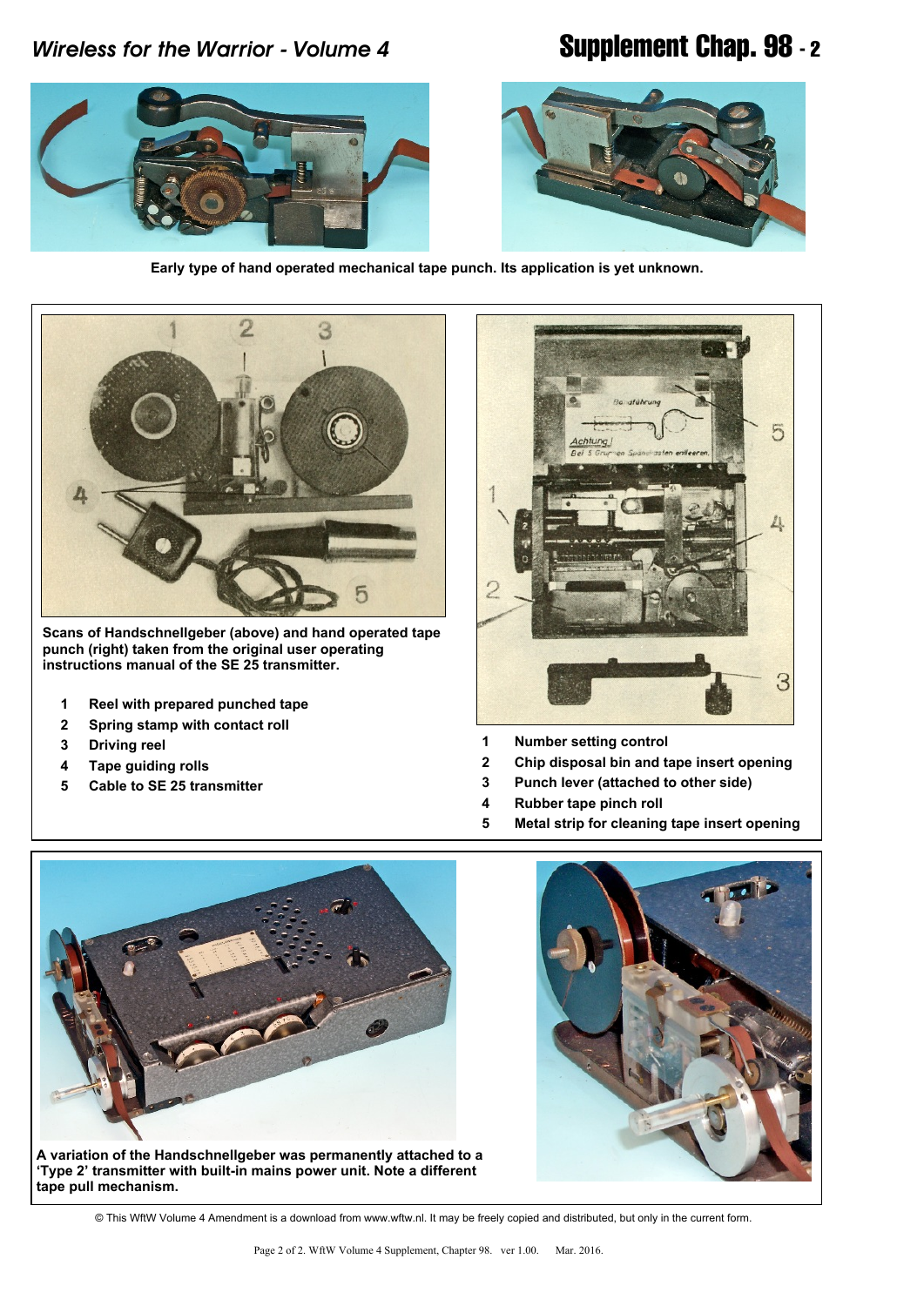Early type of hand operated mechanical tape punch. Its application is yet unknown.

Scans of Handschnellgeber (above) and hand operated tape punch (right) taken from the original user operating instructions manual of the SE 25 transmitter.

1. Reel with prepared punched tape
2. Spring stamp with contact roll
3. Driving reel
4. Tape guiding rolls
5. Cable to SE 25 transmitter

1. Number setting control
2. Chip disposal bin and tape insert opening
3. Punch lever (attached to other side)
4. Rubber tape pinch roll
5. Metal strip for cleaning tape insert opening

A variation of the Handschnellgeber was permanently attached to a 'Type 2' transmitter with built-in mains power unit. Note a different tape pull mechanism.

© This WftW Volume 4 Amendment is a download from www.wftw.nl. It may be freely copied and distributed, but only in the current form.